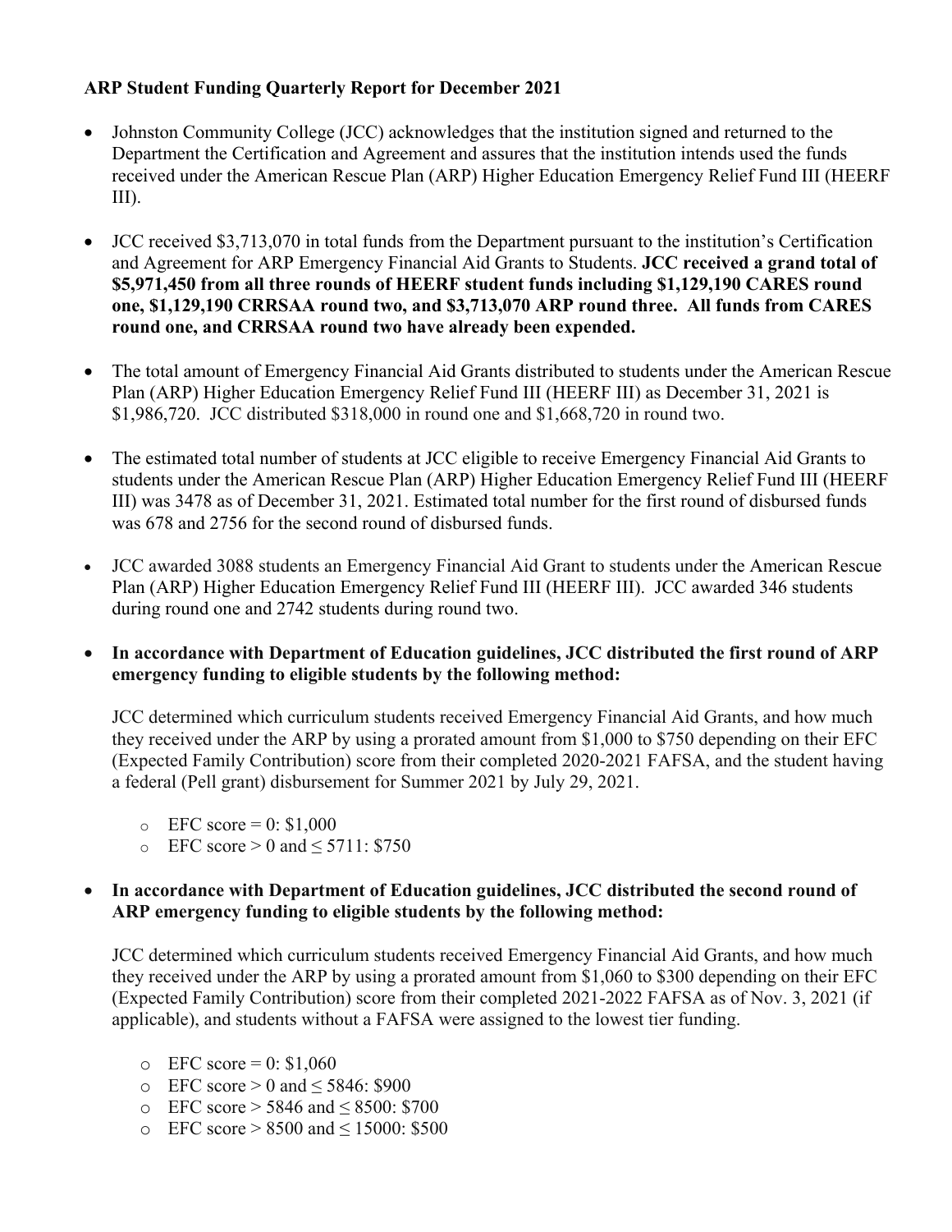**ARP Student Funding Quarterly Report for December 2021**

- Johnston Community College (JCC) acknowledges that the institution signed and returned to the Department the Certification and Agreement and assures that the institution intends used the funds received under the American Rescue Plan (ARP) Higher Education Emergency Relief Fund III (HEERF III).

- JCC received $3,713,070 in total funds from the Department pursuant to the institution's Certification and Agreement for ARP Emergency Financial Aid Grants to Students. **JCC received a grand total of $5,971,450 from all three rounds of HEERF student funds including $1,129,190 CARES round one, $1,129,190 CRRSAA round two, and $3,713,070 ARP round three. All funds from CARES round one, and CRRSAA round two have already been expended.**

- The total amount of Emergency Financial Aid Grants distributed to students under the American Rescue Plan (ARP) Higher Education Emergency Relief Fund III (HEERF III) as December 31, 2021 is $1,986,720. JCC distributed $318,000 in round one and $1,668,720 in round two.

- The estimated total number of students at JCC eligible to receive Emergency Financial Aid Grants to students under the American Rescue Plan (ARP) Higher Education Emergency Relief Fund III (HEERF III) was 3478 as of December 31, 2021. Estimated total number for the first round of disbursed funds was 678 and 2756 for the second round of disbursed funds.

- JCC awarded 3088 students an Emergency Financial Aid Grant to students under the American Rescue Plan (ARP) Higher Education Emergency Relief Fund III (HEERF III). JCC awarded 346 students during round one and 2742 students during round two.

- **In accordance with Department of Education guidelines, JCC distributed the first round of ARP emergency funding to eligible students by the following method:**

  JCC determined which curriculum students received Emergency Financial Aid Grants, and how much they received under the ARP by using a prorated amount from $1,000 to $750 depending on their EFC (Expected Family Contribution) score from their completed 2020-2021 FAFSA, and the student having a federal (Pell grant) disbursement for Summer 2021 by July 29, 2021.

  - EFC score = 0: $1,000
  - EFC score > 0 and ≤ 5711: $750

- **In accordance with Department of Education guidelines, JCC distributed the second round of ARP emergency funding to eligible students by the following method:**

  JCC determined which curriculum students received Emergency Financial Aid Grants, and how much they received under the ARP by using a prorated amount from $1,060 to $300 depending on their EFC (Expected Family Contribution) score from their completed 2021-2022 FAFSA as of Nov. 3, 2021 (if applicable), and students without a FAFSA were assigned to the lowest tier funding.

  - EFC score = 0: $1,060
  - EFC score > 0 and ≤ 5846: $900
  - EFC score > 5846 and ≤ 8500: $700
  - EFC score > 8500 and ≤ 15000: $500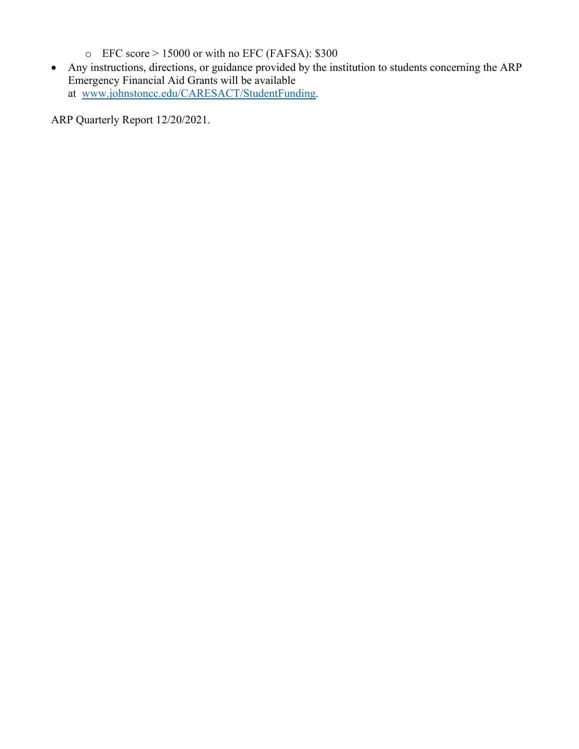- EFC score > 15000 or with no EFC (FAFSA): $300
- Any instructions, directions, or guidance provided by the institution to students concerning the ARP Emergency Financial Aid Grants will be available at [www.johnstoncc.edu/CARESACT/StudentFunding](http://www.johnstoncc.edu/CARESACT/StudentFunding).

ARP Quarterly Report 12/20/2021.